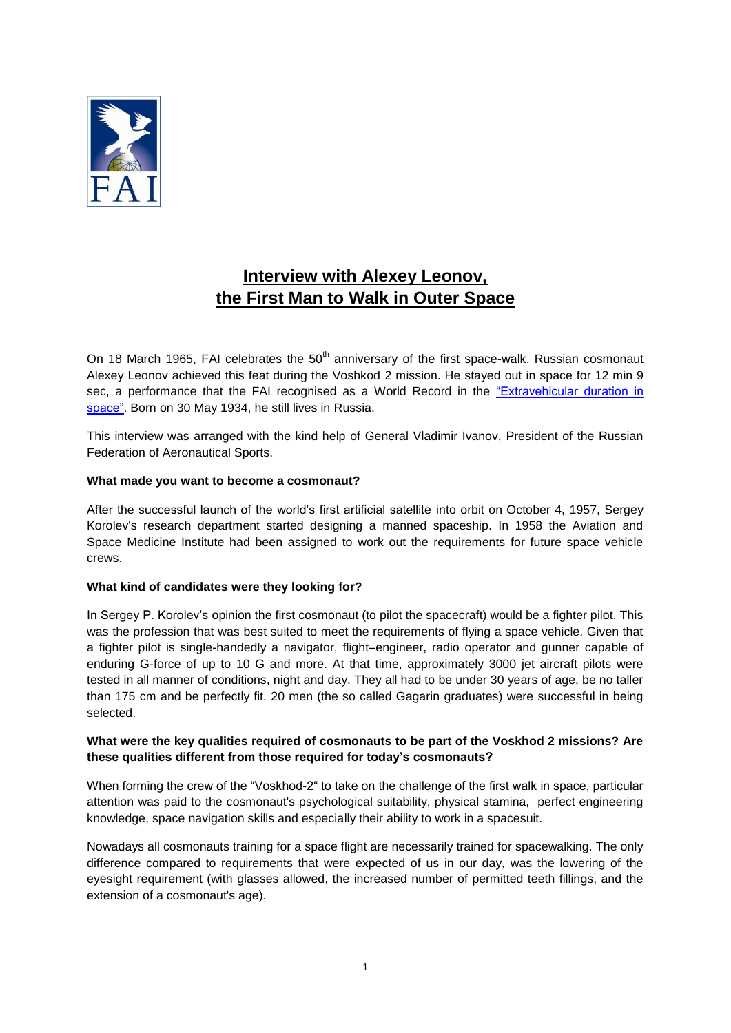# Interview with Alexey Leonov, the First Man to Walk in Outer Space

On 18 March 1965, FAI celebrates the 50th anniversary of the first space-walk. Russian cosmonaut Alexey Leonov achieved this feat during the Voshkod 2 mission. He stayed out in space for 12 min 9 sec, a performance that the FAI recognised as a World Record in the "Extravehicular duration in space". Born on 30 May 1934, he still lives in Russia.

This interview was arranged with the kind help of General Vladimir Ivanov, President of the Russian Federation of Aeronautical Sports.

**What made you want to become a cosmonaut?**

After the successful launch of the world's first artificial satellite into orbit on October 4, 1957, Sergey Korolev's research department started designing a manned spaceship. In 1958 the Aviation and Space Medicine Institute had been assigned to work out the requirements for future space vehicle crews.

**What kind of candidates were they looking for?**

In Sergey P. Korolev's opinion the first cosmonaut (to pilot the spacecraft) would be a fighter pilot. This was the profession that was best suited to meet the requirements of flying a space vehicle. Given that a fighter pilot is single-handedly a navigator, flight–engineer, radio operator and gunner capable of enduring G-force of up to 10 G and more. At that time, approximately 3000 jet aircraft pilots were tested in all manner of conditions, night and day. They all had to be under 30 years of age, be no taller than 175 cm and be perfectly fit. 20 men (the so called Gagarin graduates) were successful in being selected.

**What were the key qualities required of cosmonauts to be part of the Voskhod 2 missions? Are these qualities different from those required for today's cosmonauts?**

When forming the crew of the "Voskhod-2" to take on the challenge of the first walk in space, particular attention was paid to the cosmonaut's psychological suitability, physical stamina, perfect engineering knowledge, space navigation skills and especially their ability to work in a spacesuit.

Nowadays all cosmonauts training for a space flight are necessarily trained for spacewalking. The only difference compared to requirements that were expected of us in our day, was the lowering of the eyesight requirement (with glasses allowed, the increased number of permitted teeth fillings, and the extension of a cosmonaut's age).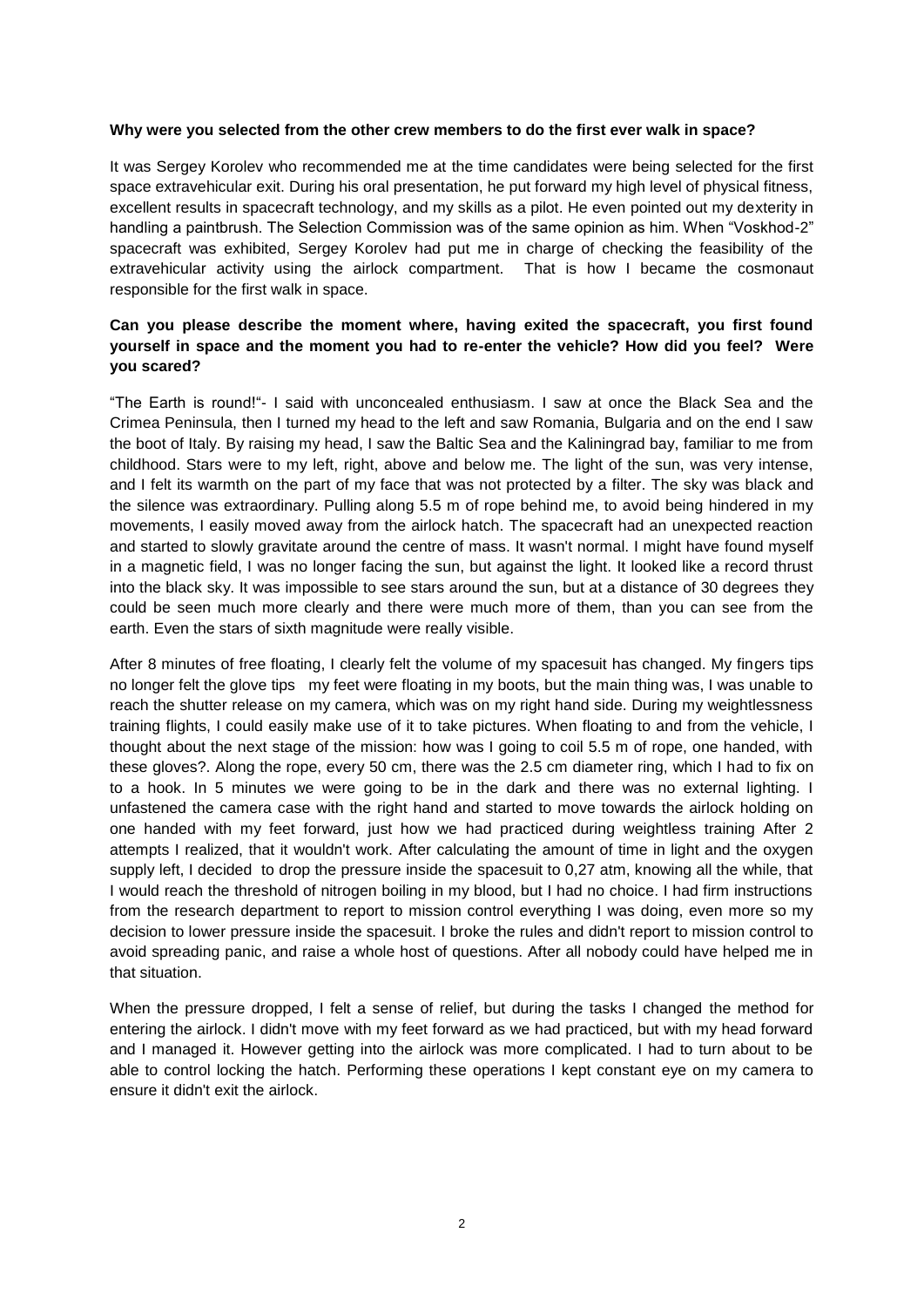**Why were you selected from the other crew members to do the first ever walk in space?**

It was Sergey Korolev who recommended me at the time candidates were being selected for the first space extravehicular exit. During his oral presentation, he put forward my high level of physical fitness, excellent results in spacecraft technology, and my skills as a pilot. He even pointed out my dexterity in handling a paintbrush. The Selection Commission was of the same opinion as him. When "Voskhod-2" spacecraft was exhibited, Sergey Korolev had put me in charge of checking the feasibility of the extravehicular activity using the airlock compartment. That is how I became the cosmonaut responsible for the first walk in space.

**Can you please describe the moment where, having exited the spacecraft, you first found yourself in space and the moment you had to re-enter the vehicle? How did you feel? Were you scared?**

"The Earth is round!"- I said with unconcealed enthusiasm. I saw at once the Black Sea and the Crimea Peninsula, then I turned my head to the left and saw Romania, Bulgaria and on the end I saw the boot of Italy. By raising my head, I saw the Baltic Sea and the Kaliningrad bay, familiar to me from childhood. Stars were to my left, right, above and below me. The light of the sun, was very intense, and I felt its warmth on the part of my face that was not protected by a filter. The sky was black and the silence was extraordinary. Pulling along 5.5 m of rope behind me, to avoid being hindered in my movements, I easily moved away from the airlock hatch. The spacecraft had an unexpected reaction and started to slowly gravitate around the centre of mass. It wasn't normal. I might have found myself in a magnetic field, I was no longer facing the sun, but against the light. It looked like a record thrust into the black sky. It was impossible to see stars around the sun, but at a distance of 30 degrees they could be seen much more clearly and there were much more of them, than you can see from the earth. Even the stars of sixth magnitude were really visible.

After 8 minutes of free floating, I clearly felt the volume of my spacesuit has changed. My fingers tips no longer felt the glove tips my feet were floating in my boots, but the main thing was, I was unable to reach the shutter release on my camera, which was on my right hand side. During my weightlessness training flights, I could easily make use of it to take pictures. When floating to and from the vehicle, I thought about the next stage of the mission: how was I going to coil 5.5 m of rope, one handed, with these gloves?. Along the rope, every 50 cm, there was the 2.5 cm diameter ring, which I had to fix on to a hook. In 5 minutes we were going to be in the dark and there was no external lighting. I unfastened the camera case with the right hand and started to move towards the airlock holding on one handed with my feet forward, just how we had practiced during weightless training After 2 attempts I realized, that it wouldn't work. After calculating the amount of time in light and the oxygen supply left, I decided to drop the pressure inside the spacesuit to 0,27 atm, knowing all the while, that I would reach the threshold of nitrogen boiling in my blood, but I had no choice. I had firm instructions from the research department to report to mission control everything I was doing, even more so my decision to lower pressure inside the spacesuit. I broke the rules and didn't report to mission control to avoid spreading panic, and raise a whole host of questions. After all nobody could have helped me in that situation.

When the pressure dropped, I felt a sense of relief, but during the tasks I changed the method for entering the airlock. I didn't move with my feet forward as we had practiced, but with my head forward and I managed it. However getting into the airlock was more complicated. I had to turn about to be able to control locking the hatch. Performing these operations I kept constant eye on my camera to ensure it didn't exit the airlock.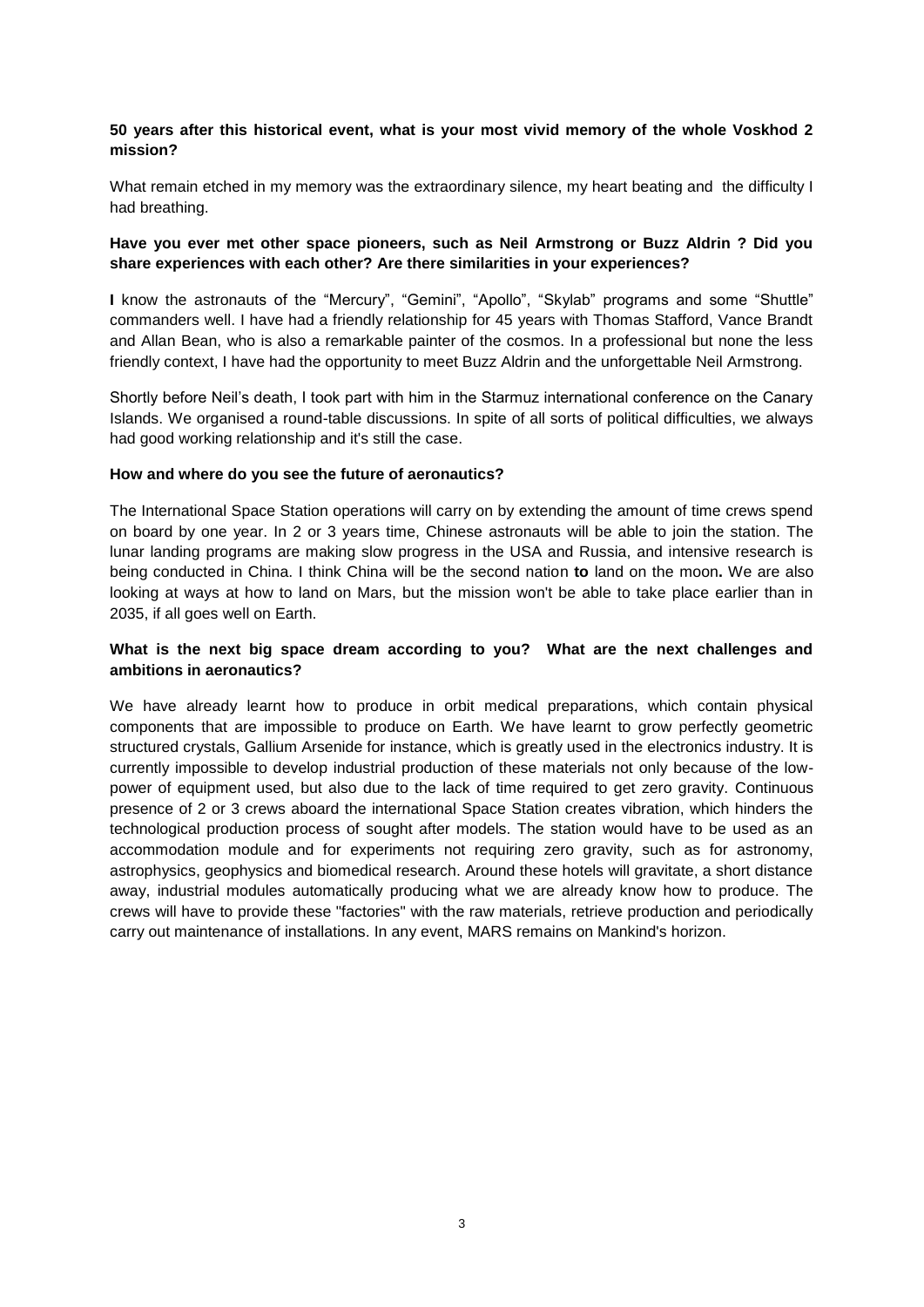**50 years after this historical event, what is your most vivid memory of the whole Voskhod 2 mission?**

What remain etched in my memory was the extraordinary silence, my heart beating and the difficulty I had breathing.

**Have you ever met other space pioneers, such as Neil Armstrong or Buzz Aldrin ? Did you share experiences with each other? Are there similarities in your experiences?**

**I** know the astronauts of the "Mercury", "Gemini", "Apollo", "Skylab" programs and some "Shuttle" commanders well. I have had a friendly relationship for 45 years with Thomas Stafford, Vance Brandt and Allan Bean, who is also a remarkable painter of the cosmos. In a professional but none the less friendly context, I have had the opportunity to meet Buzz Aldrin and the unforgettable Neil Armstrong.

Shortly before Neil's death, I took part with him in the Starmuz international conference on the Canary Islands. We organised a round-table discussions. In spite of all sorts of political difficulties, we always had good working relationship and it's still the case.

**How and where do you see the future of aeronautics?**

The International Space Station operations will carry on by extending the amount of time crews spend on board by one year. In 2 or 3 years time, Chinese astronauts will be able to join the station. The lunar landing programs are making slow progress in the USA and Russia, and intensive research is being conducted in China. I think China will be the second nation **to** land on the moon**.** We are also looking at ways at how to land on Mars, but the mission won't be able to take place earlier than in 2035, if all goes well on Earth.

**What is the next big space dream according to you? What are the next challenges and ambitions in aeronautics?**

We have already learnt how to produce in orbit medical preparations, which contain physical components that are impossible to produce on Earth. We have learnt to grow perfectly geometric structured crystals, Gallium Arsenide for instance, which is greatly used in the electronics industry. It is currently impossible to develop industrial production of these materials not only because of the low-power of equipment used, but also due to the lack of time required to get zero gravity. Continuous presence of 2 or 3 crews aboard the international Space Station creates vibration, which hinders the technological production process of sought after models. The station would have to be used as an accommodation module and for experiments not requiring zero gravity, such as for astronomy, astrophysics, geophysics and biomedical research. Around these hotels will gravitate, a short distance away, industrial modules automatically producing what we are already know how to produce. The crews will have to provide these "factories" with the raw materials, retrieve production and periodically carry out maintenance of installations. In any event, MARS remains on Mankind's horizon.